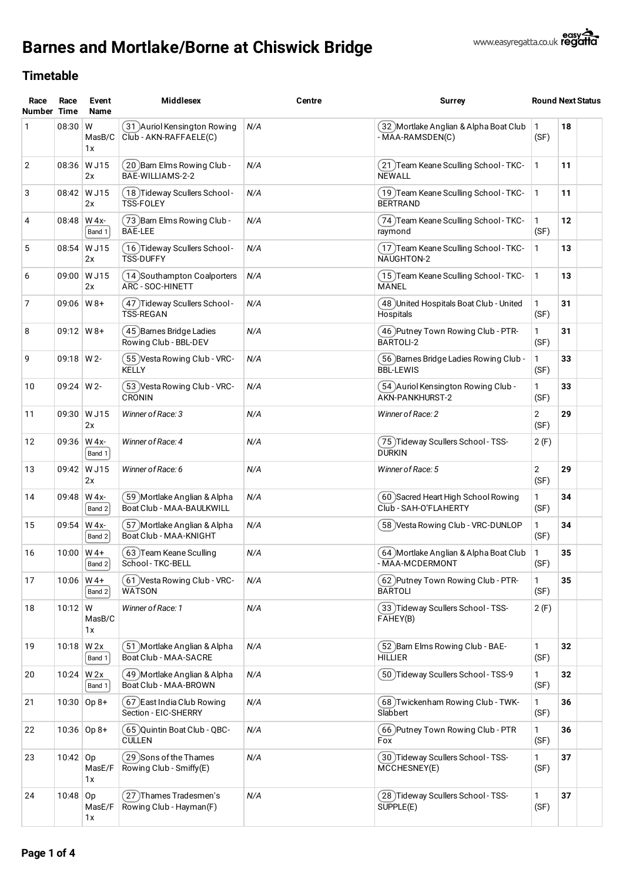# Barnes and Mortlake/Borne at Chiswick Bridge

www.easyregatta.co.uk easy regatta

## Timetable

| Race Number | Race Time | Event Name | Middlesex | Centre | Surrey | Round | Next | Status |
|---|---|---|---|---|---|---|---|---|
| 1 | 08:30 | W MasB/C 1x | (31) Auriol Kensington Rowing Club - AKN-RAFFAELE(C) | *N/A* | (32) Mortlake Anglian & Alpha Boat Club - MAA-RAMSDEN(C) | 1 (SF) | **18** | |
| 2 | 08:36 | W J15 2x | (20) Barn Elms Rowing Club - BAE-WILLIAMS-2-2 | *N/A* | (21) Team Keane Sculling School - TKC-NEWALL | 1 | **11** | |
| 3 | 08:42 | W J15 2x | (18) Tideway Scullers School - TSS-FOLEY | *N/A* | (19) Team Keane Sculling School - TKC-BERTRAND | 1 | **11** | |
| 4 | 08:48 | W 4x- Band 1 | (73) Barn Elms Rowing Club - BAE-LEE | *N/A* | (74) Team Keane Sculling School - TKC-raymond | 1 (SF) | **12** | |
| 5 | 08:54 | W J15 2x | (16) Tideway Scullers School - TSS-DUFFY | *N/A* | (17) Team Keane Sculling School - TKC-NAUGHTON-2 | 1 | **13** | |
| 6 | 09:00 | W J15 2x | (14) Southampton Coalporters ARC - SOC-HINETT | *N/A* | (15) Team Keane Sculling School - TKC-MANEL | 1 | **13** | |
| 7 | 09:06 | W 8+ | (47) Tideway Scullers School - TSS-REGAN | *N/A* | (48) United Hospitals Boat Club - United Hospitals | 1 (SF) | **31** | |
| 8 | 09:12 | W 8+ | (45) Barnes Bridge Ladies Rowing Club - BBL-DEV | *N/A* | (46) Putney Town Rowing Club - PTR-BARTOLI-2 | 1 (SF) | **31** | |
| 9 | 09:18 | W 2- | (55) Vesta Rowing Club - VRC-KELLY | *N/A* | (56) Barnes Bridge Ladies Rowing Club - BBL-LEWIS | 1 (SF) | **33** | |
| 10 | 09:24 | W 2- | (53) Vesta Rowing Club - VRC-CRONIN | *N/A* | (54) Auriol Kensington Rowing Club - AKN-PANKHURST-2 | 1 (SF) | **33** | |
| 11 | 09:30 | W J15 2x | *Winner of Race: 3* | *N/A* | *Winner of Race: 2* | 2 (SF) | **29** | |
| 12 | 09:36 | W 4x- Band 1 | *Winner of Race: 4* | *N/A* | (75) Tideway Scullers School - TSS-DURKIN | 2 (F) | | |
| 13 | 09:42 | W J15 2x | *Winner of Race: 6* | *N/A* | *Winner of Race: 5* | 2 (SF) | **29** | |
| 14 | 09:48 | W 4x- Band 2 | (59) Mortlake Anglian & Alpha Boat Club - MAA-BAULKWILL | *N/A* | (60) Sacred Heart High School Rowing Club - SAH-O'FLAHERTY | 1 (SF) | **34** | |
| 15 | 09:54 | W 4x- Band 2 | (57) Mortlake Anglian & Alpha Boat Club - MAA-KNIGHT | *N/A* | (58) Vesta Rowing Club - VRC-DUNLOP | 1 (SF) | **34** | |
| 16 | 10:00 | W 4+ Band 2 | (63) Team Keane Sculling School - TKC-BELL | *N/A* | (64) Mortlake Anglian & Alpha Boat Club - MAA-MCDERMONT | 1 (SF) | **35** | |
| 17 | 10:06 | W 4+ Band 2 | (61) Vesta Rowing Club - VRC-WATSON | *N/A* | (62) Putney Town Rowing Club - PTR-BARTOLI | 1 (SF) | **35** | |
| 18 | 10:12 | W MasB/C 1x | *Winner of Race: 1* | *N/A* | (33) Tideway Scullers School - TSS-FAHEY(B) | 2 (F) | | |
| 19 | 10:18 | W 2x Band 1 | (51) Mortlake Anglian & Alpha Boat Club - MAA-SACRE | *N/A* | (52) Barn Elms Rowing Club - BAE-HILLIER | 1 (SF) | **32** | |
| 20 | 10:24 | W 2x Band 1 | (49) Mortlake Anglian & Alpha Boat Club - MAA-BROWN | *N/A* | (50) Tideway Scullers School - TSS-9 | 1 (SF) | **32** | |
| 21 | 10:30 | Op 8+ | (67) East India Club Rowing Section - EIC-SHERRY | *N/A* | (68) Twickenham Rowing Club - TWK-Slabbert | 1 (SF) | **36** | |
| 22 | 10:36 | Op 8+ | (65) Quintin Boat Club - QBC-CULLEN | *N/A* | (66) Putney Town Rowing Club - PTR Fox | 1 (SF) | **36** | |
| 23 | 10:42 | Op MasE/F 1x | (29) Sons of the Thames Rowing Club - Smiffy(E) | *N/A* | (30) Tideway Scullers School - TSS-MCCHESNEY(E) | 1 (SF) | **37** | |
| 24 | 10:48 | Op MasE/F 1x | (27) Thames Tradesmen's Rowing Club - Hayman(F) | *N/A* | (28) Tideway Scullers School - TSS-SUPPLE(E) | 1 (SF) | **37** | |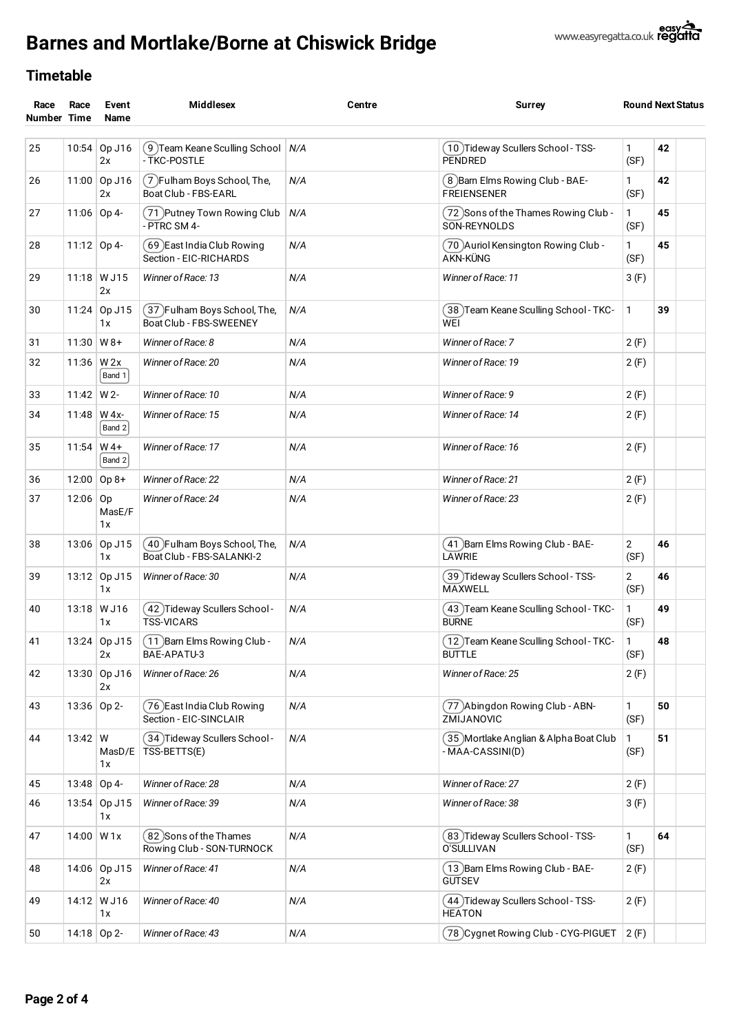# Barnes and Mortlake/Borne at Chiswick Bridge

## Timetable

| Race Number | Race Time | Event Name | Middlesex | Centre | Surrey | Round | Next | Status |
|---|---|---|---|---|---|---|---|---|
| 25 | 10:54 | Op J16 2x | 9 Team Keane Sculling School - TKC-POSTLE | N/A | 10 Tideway Scullers School - TSS-PENDRED | 1 (SF) | 42 | |
| 26 | 11:00 | Op J16 2x | 7 Fulham Boys School, The, Boat Club - FBS-EARL | N/A | 8 Barn Elms Rowing Club - BAE-FREIENSENER | 1 (SF) | 42 | |
| 27 | 11:06 | Op 4- | 71 Putney Town Rowing Club - PTRC SM 4- | N/A | 72 Sons of the Thames Rowing Club - SON-REYNOLDS | 1 (SF) | 45 | |
| 28 | 11:12 | Op 4- | 69 East India Club Rowing Section - EIC-RICHARDS | N/A | 70 Auriol Kensington Rowing Club - AKN-KÜNG | 1 (SF) | 45 | |
| 29 | 11:18 | W J15 2x | *Winner of Race: 13* | N/A | *Winner of Race: 11* | 3 (F) | | |
| 30 | 11:24 | Op J15 1x | 37 Fulham Boys School, The, Boat Club - FBS-SWEENEY | N/A | 38 Team Keane Sculling School - TKC-WEI | 1 | 39 | |
| 31 | 11:30 | W 8+ | *Winner of Race: 8* | N/A | *Winner of Race: 7* | 2 (F) | | |
| 32 | 11:36 | W 2x Band 1 | *Winner of Race: 20* | N/A | *Winner of Race: 19* | 2 (F) | | |
| 33 | 11:42 | W 2- | *Winner of Race: 10* | N/A | *Winner of Race: 9* | 2 (F) | | |
| 34 | 11:48 | W 4x- Band 2 | *Winner of Race: 15* | N/A | *Winner of Race: 14* | 2 (F) | | |
| 35 | 11:54 | W 4+ Band 2 | *Winner of Race: 17* | N/A | *Winner of Race: 16* | 2 (F) | | |
| 36 | 12:00 | Op 8+ | *Winner of Race: 22* | N/A | *Winner of Race: 21* | 2 (F) | | |
| 37 | 12:06 | Op MasE/F 1x | *Winner of Race: 24* | N/A | *Winner of Race: 23* | 2 (F) | | |
| 38 | 13:06 | Op J15 1x | 40 Fulham Boys School, The, Boat Club - FBS-SALANKI-2 | N/A | 41 Barn Elms Rowing Club - BAE-LAWRIE | 2 (SF) | 46 | |
| 39 | 13:12 | Op J15 1x | *Winner of Race: 30* | N/A | 39 Tideway Scullers School - TSS-MAXWELL | 2 (SF) | 46 | |
| 40 | 13:18 | W J16 1x | 42 Tideway Scullers School - TSS-VICARS | N/A | 43 Team Keane Sculling School - TKC-BURNE | 1 (SF) | 49 | |
| 41 | 13:24 | Op J15 2x | 11 Barn Elms Rowing Club - BAE-APATU-3 | N/A | 12 Team Keane Sculling School - TKC-BUTTLE | 1 (SF) | 48 | |
| 42 | 13:30 | Op J16 2x | *Winner of Race: 26* | N/A | *Winner of Race: 25* | 2 (F) | | |
| 43 | 13:36 | Op 2- | 76 East India Club Rowing Section - EIC-SINCLAIR | N/A | 77 Abingdon Rowing Club - ABN-ZMIJANOVIC | 1 (SF) | 50 | |
| 44 | 13:42 | W MasD/E 1x | 34 Tideway Scullers School - TSS-BETTS(E) | N/A | 35 Mortlake Anglian & Alpha Boat Club - MAA-CASSINI(D) | 1 (SF) | 51 | |
| 45 | 13:48 | Op 4- | *Winner of Race: 28* | N/A | *Winner of Race: 27* | 2 (F) | | |
| 46 | 13:54 | Op J15 1x | *Winner of Race: 39* | N/A | *Winner of Race: 38* | 3 (F) | | |
| 47 | 14:00 | W 1x | 82 Sons of the Thames Rowing Club - SON-TURNOCK | N/A | 83 Tideway Scullers School - TSS-O'SULLIVAN | 1 (SF) | 64 | |
| 48 | 14:06 | Op J15 2x | *Winner of Race: 41* | N/A | 13 Barn Elms Rowing Club - BAE-GUTSEV | 2 (F) | | |
| 49 | 14:12 | W J16 1x | *Winner of Race: 40* | N/A | 44 Tideway Scullers School - TSS-HEATON | 2 (F) | | |
| 50 | 14:18 | Op 2- | *Winner of Race: 43* | N/A | 78 Cygnet Rowing Club - CYG-PIGUET | 2 (F) | | |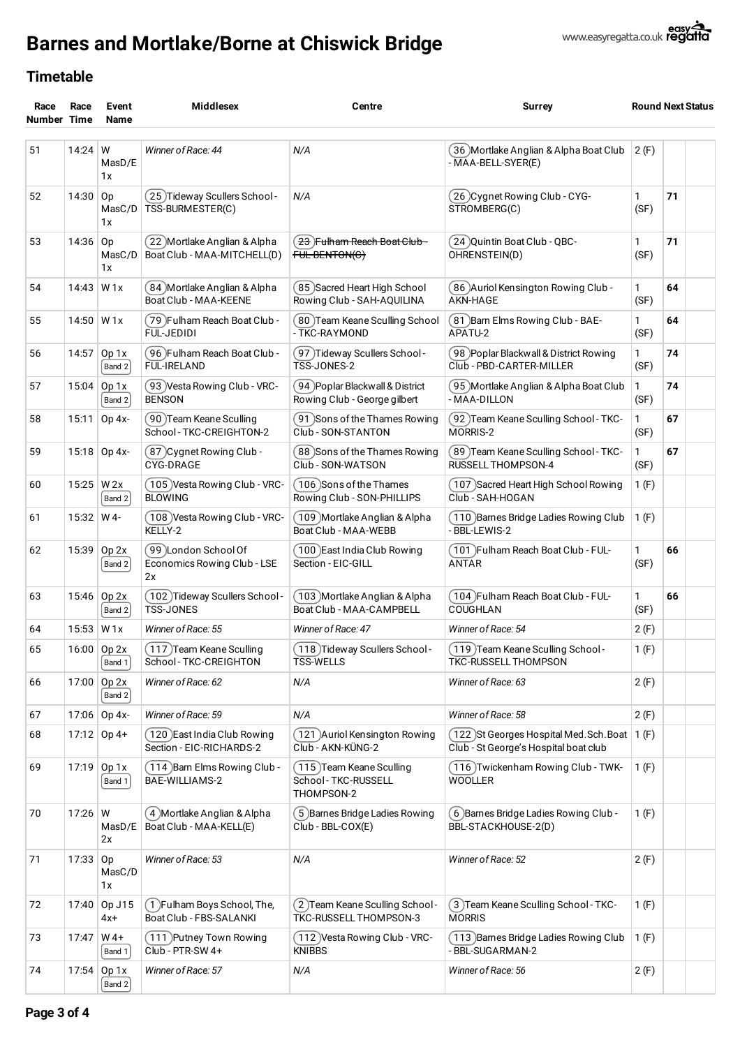# Barnes and Mortlake/Borne at Chiswick Bridge

## Timetable

| Race Number | Race Time | Event Name | Middlesex | Centre | Surrey | Round | Next | Status |
|---|---|---|---|---|---|---|---|---|
| 51 | 14:24 | W MasD/E 1x | *Winner of Race: 44* | *N/A* | (36) Mortlake Anglian & Alpha Boat Club - MAA-BELL-SYER(E) | 2 (F) | | |
| 52 | 14:30 | Op MasC/D 1x | (25) Tideway Scullers School - TSS-BURMESTER(C) | *N/A* | (26) Cygnet Rowing Club - CYG-STROMBERG(C) | 1 (SF) | 71 | |
| 53 | 14:36 | Op MasC/D 1x | (22) Mortlake Anglian & Alpha Boat Club - MAA-MITCHELL(D) | ~~(23) Fulham Reach Boat Club - FUL-BENTON(C)~~ | (24) Quintin Boat Club - QBC-OHRENSTEIN(D) | 1 (SF) | 71 | |
| 54 | 14:43 | W 1x | (84) Mortlake Anglian & Alpha Boat Club - MAA-KEENE | (85) Sacred Heart High School Rowing Club - SAH-AQUILINA | (86) Auriol Kensington Rowing Club - AKN-HAGE | 1 (SF) | 64 | |
| 55 | 14:50 | W 1x | (79) Fulham Reach Boat Club - FUL-JEDIDI | (80) Team Keane Sculling School - TKC-RAYMOND | (81) Barn Elms Rowing Club - BAE-APATU-2 | 1 (SF) | 64 | |
| 56 | 14:57 | Op 1x Band 2 | (96) Fulham Reach Boat Club - FUL-IRELAND | (97) Tideway Scullers School - TSS-JONES-2 | (98) Poplar Blackwall & District Rowing Club - PBD-CARTER-MILLER | 1 (SF) | 74 | |
| 57 | 15:04 | Op 1x Band 2 | (93) Vesta Rowing Club - VRC-BENSON | (94) Poplar Blackwall & District Rowing Club - George gilbert | (95) Mortlake Anglian & Alpha Boat Club - MAA-DILLON | 1 (SF) | 74 | |
| 58 | 15:11 | Op 4x- | (90) Team Keane Sculling School - TKC-CREIGHTON-2 | (91) Sons of the Thames Rowing Club - SON-STANTON | (92) Team Keane Sculling School - TKC-MORRIS-2 | 1 (SF) | 67 | |
| 59 | 15:18 | Op 4x- | (87) Cygnet Rowing Club - CYG-DRAGE | (88) Sons of the Thames Rowing Club - SON-WATSON | (89) Team Keane Sculling School - TKC-RUSSELL THOMPSON-4 | 1 (SF) | 67 | |
| 60 | 15:25 | W 2x Band 2 | (105) Vesta Rowing Club - VRC-BLOWING | (106) Sons of the Thames Rowing Club - SON-PHILLIPS | (107) Sacred Heart High School Rowing Club - SAH-HOGAN | 1 (F) | | |
| 61 | 15:32 | W 4- | (108) Vesta Rowing Club - VRC-KELLY-2 | (109) Mortlake Anglian & Alpha Boat Club - MAA-WEBB | (110) Barnes Bridge Ladies Rowing Club - BBL-LEWIS-2 | 1 (F) | | |
| 62 | 15:39 | Op 2x Band 2 | (99) London School Of Economics Rowing Club - LSE 2x | (100) East India Club Rowing Section - EIC-GILL | (101) Fulham Reach Boat Club - FUL-ANTAR | 1 (SF) | 66 | |
| 63 | 15:46 | Op 2x Band 2 | (102) Tideway Scullers School - TSS-JONES | (103) Mortlake Anglian & Alpha Boat Club - MAA-CAMPBELL | (104) Fulham Reach Boat Club - FUL-COUGHLAN | 1 (SF) | 66 | |
| 64 | 15:53 | W 1x | *Winner of Race: 55* | *Winner of Race: 47* | *Winner of Race: 54* | 2 (F) | | |
| 65 | 16:00 | Op 2x Band 1 | (117) Team Keane Sculling School - TKC-CREIGHTON | (118) Tideway Scullers School - TSS-WELLS | (119) Team Keane Sculling School - TKC-RUSSELL THOMPSON | 1 (F) | | |
| 66 | 17:00 | Op 2x Band 2 | *Winner of Race: 62* | *N/A* | *Winner of Race: 63* | 2 (F) | | |
| 67 | 17:06 | Op 4x- | *Winner of Race: 59* | *N/A* | *Winner of Race: 58* | 2 (F) | | |
| 68 | 17:12 | Op 4+ | (120) East India Club Rowing Section - EIC-RICHARDS-2 | (121) Auriol Kensington Rowing Club - AKN-KÜNG-2 | (122) St Georges Hospital Med.Sch.Boat Club - St George's Hospital boat club | 1 (F) | | |
| 69 | 17:19 | Op 1x Band 1 | (114) Barn Elms Rowing Club - BAE-WILLIAMS-2 | (115) Team Keane Sculling School - TKC-RUSSELL THOMPSON-2 | (116) Twickenham Rowing Club - TWK-WOOLLER | 1 (F) | | |
| 70 | 17:26 | W MasD/E 2x | (4) Mortlake Anglian & Alpha Boat Club - MAA-KELL(E) | (5) Barnes Bridge Ladies Rowing Club - BBL-COX(E) | (6) Barnes Bridge Ladies Rowing Club - BBL-STACKHOUSE-2(D) | 1 (F) | | |
| 71 | 17:33 | Op MasC/D 1x | *Winner of Race: 53* | *N/A* | *Winner of Race: 52* | 2 (F) | | |
| 72 | 17:40 | Op J15 4x+ | (1) Fulham Boys School, The, Boat Club - FBS-SALANKI | (2) Team Keane Sculling School - TKC-RUSSELL THOMPSON-3 | (3) Team Keane Sculling School - TKC-MORRIS | 1 (F) | | |
| 73 | 17:47 | W 4+ Band 1 | (111) Putney Town Rowing Club - PTR-SW 4+ | (112) Vesta Rowing Club - VRC-KNIBBS | (113) Barnes Bridge Ladies Rowing Club - BBL-SUGARMAN-2 | 1 (F) | | |
| 74 | 17:54 | Op 1x Band 2 | *Winner of Race: 57* | *N/A* | *Winner of Race: 56* | 2 (F) | | |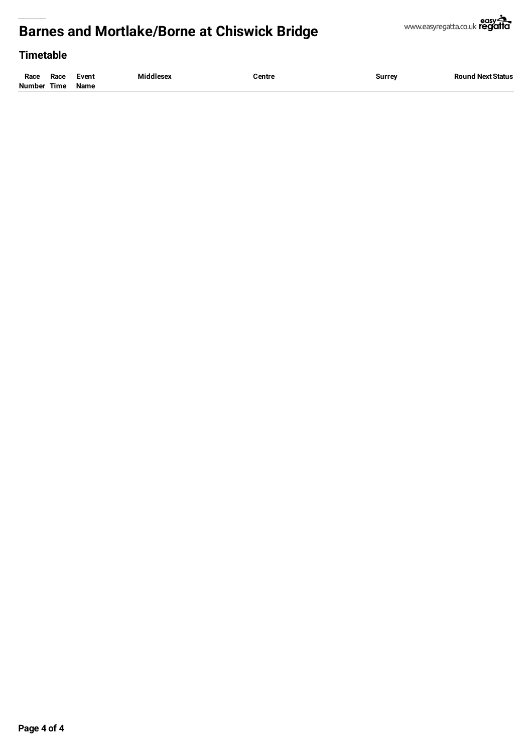# Barnes and Mortlake/Borne at Chiswick Bridge

## Timetable

| Race Number | Race Time | Event Name | Middlesex | Centre | Surrey | Round | Next | Status |
|---|---|---|---|---|---|---|---|---|